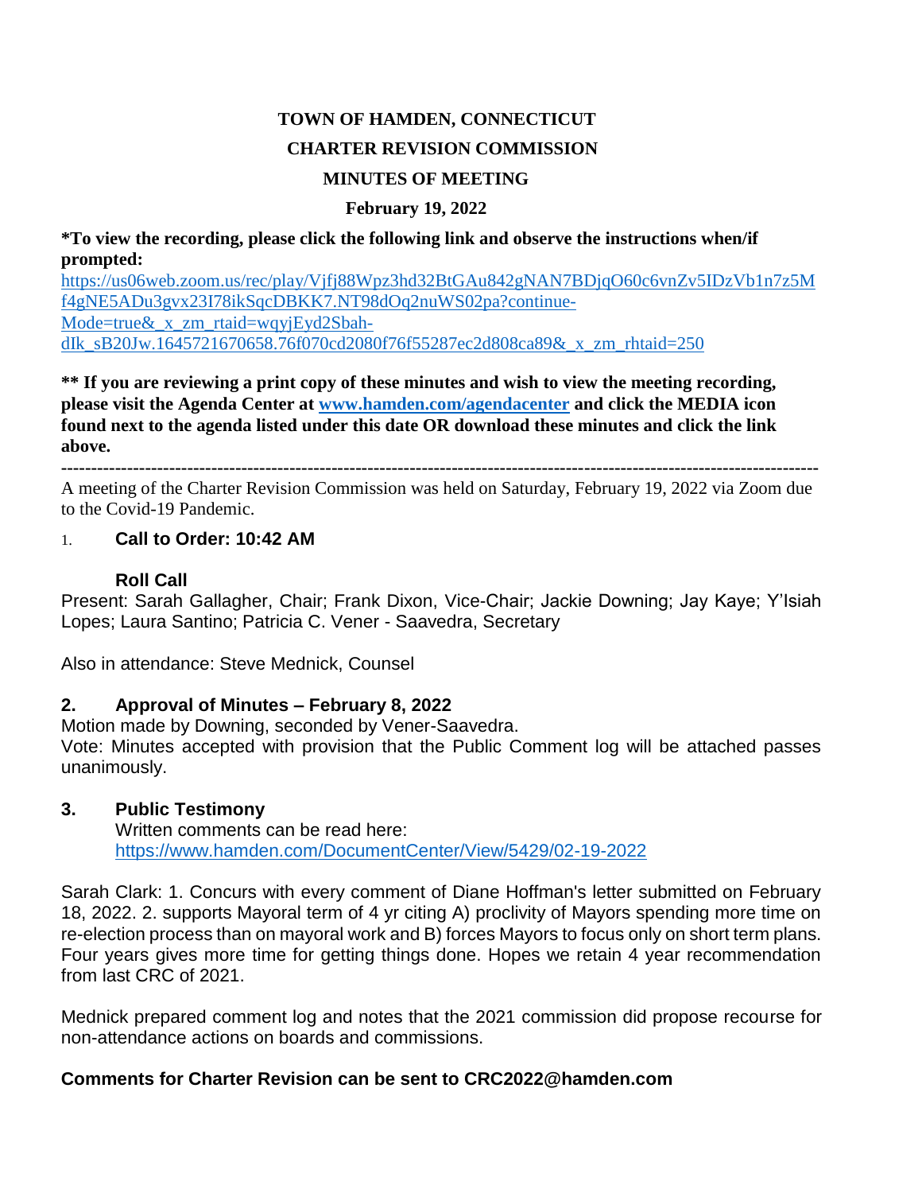# TOWN OF HAMDEN, CONNECTICUT

## CHARTER REVISION COMMISSION

## MINUTES OF MEETING

### February 19, 2022

**\*To view the recording, please click the following link and observe the instructions when/if prompted:**
https://us06web.zoom.us/rec/play/Vjfj88Wpz3hd32BtGAu842gNAN7BDjqO60c6vnZv5IDzVb1n7z5Mf4gNE5ADu3gvx23I78ikSqcDBKK7.NT98dOq2nuWS02pa?continue-Mode=true&_x_zm_rtaid=wqyjEyd2Sbah-dIk_sB20Jw.1645721670658.76f070cd2080f76f55287ec2d808ca89&_x_zm_rhtaid=250

**\*\* If you are reviewing a print copy of these minutes and wish to view the meeting recording, please visit the Agenda Center at www.hamden.com/agendacenter and click the MEDIA icon found next to the agenda listed under this date OR download these minutes and click the link above.**

---

A meeting of the Charter Revision Commission was held on Saturday, February 19, 2022 via Zoom due to the Covid-19 Pandemic.

1. **Call to Order: 10:42 AM**

**Roll Call**

Present: Sarah Gallagher, Chair; Frank Dixon, Vice-Chair; Jackie Downing; Jay Kaye; Y'Isiah Lopes; Laura Santino; Patricia C. Vener - Saavedra, Secretary

Also in attendance: Steve Mednick, Counsel

**2. Approval of Minutes – February 8, 2022**

Motion made by Downing, seconded by Vener-Saavedra.
Vote: Minutes accepted with provision that the Public Comment log will be attached passes unanimously.

**3. Public Testimony**

Written comments can be read here:
https://www.hamden.com/DocumentCenter/View/5429/02-19-2022

Sarah Clark: 1. Concurs with every comment of Diane Hoffman's letter submitted on February 18, 2022. 2. supports Mayoral term of 4 yr citing A) proclivity of Mayors spending more time on re-election process than on mayoral work and B) forces Mayors to focus only on short term plans. Four years gives more time for getting things done. Hopes we retain 4 year recommendation from last CRC of 2021.

Mednick prepared comment log and notes that the 2021 commission did propose recourse for non-attendance actions on boards and commissions.

**Comments for Charter Revision can be sent to CRC2022@hamden.com**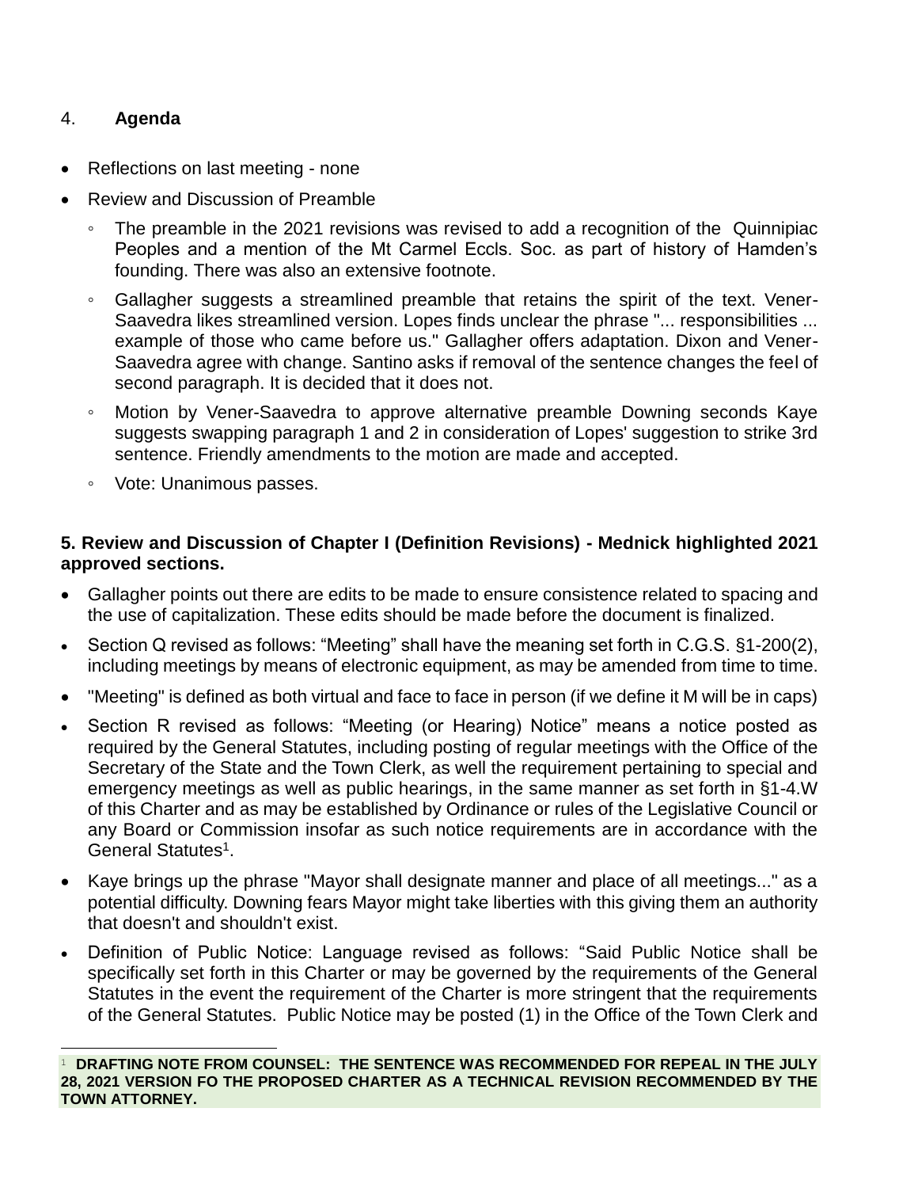4. **Agenda**

- Reflections on last meeting - none
- Review and Discussion of Preamble
  - The preamble in the 2021 revisions was revised to add a recognition of the Quinnipiac Peoples and a mention of the Mt Carmel Eccls. Soc. as part of history of Hamden's founding. There was also an extensive footnote.
  - Gallagher suggests a streamlined preamble that retains the spirit of the text. Vener-Saavedra likes streamlined version. Lopes finds unclear the phrase "... responsibilities ... example of those who came before us." Gallagher offers adaptation. Dixon and Vener-Saavedra agree with change. Santino asks if removal of the sentence changes the feel of second paragraph. It is decided that it does not.
  - Motion by Vener-Saavedra to approve alternative preamble Downing seconds Kaye suggests swapping paragraph 1 and 2 in consideration of Lopes' suggestion to strike 3rd sentence. Friendly amendments to the motion are made and accepted.
  - Vote: Unanimous passes.

**5. Review and Discussion of Chapter I (Definition Revisions) - Mednick highlighted 2021 approved sections.**

- Gallagher points out there are edits to be made to ensure consistence related to spacing and the use of capitalization. These edits should be made before the document is finalized.
- Section Q revised as follows: "Meeting" shall have the meaning set forth in C.G.S. §1-200(2), including meetings by means of electronic equipment, as may be amended from time to time.
- "Meeting" is defined as both virtual and face to face in person (if we define it M will be in caps)
- Section R revised as follows: "Meeting (or Hearing) Notice" means a notice posted as required by the General Statutes, including posting of regular meetings with the Office of the Secretary of the State and the Town Clerk, as well the requirement pertaining to special and emergency meetings as well as public hearings, in the same manner as set forth in §1-4.W of this Charter and as may be established by Ordinance or rules of the Legislative Council or any Board or Commission insofar as such notice requirements are in accordance with the General Statutes[1].
- Kaye brings up the phrase "Mayor shall designate manner and place of all meetings..." as a potential difficulty. Downing fears Mayor might take liberties with this giving them an authority that doesn't and shouldn't exist.
- Definition of Public Notice: Language revised as follows: "Said Public Notice shall be specifically set forth in this Charter or may be governed by the requirements of the General Statutes in the event the requirement of the Charter is more stringent that the requirements of the General Statutes. Public Notice may be posted (1) in the Office of the Town Clerk and

[1] **DRAFTING NOTE FROM COUNSEL: THE SENTENCE WAS RECOMMENDED FOR REPEAL IN THE JULY 28, 2021 VERSION FO THE PROPOSED CHARTER AS A TECHNICAL REVISION RECOMMENDED BY THE TOWN ATTORNEY.**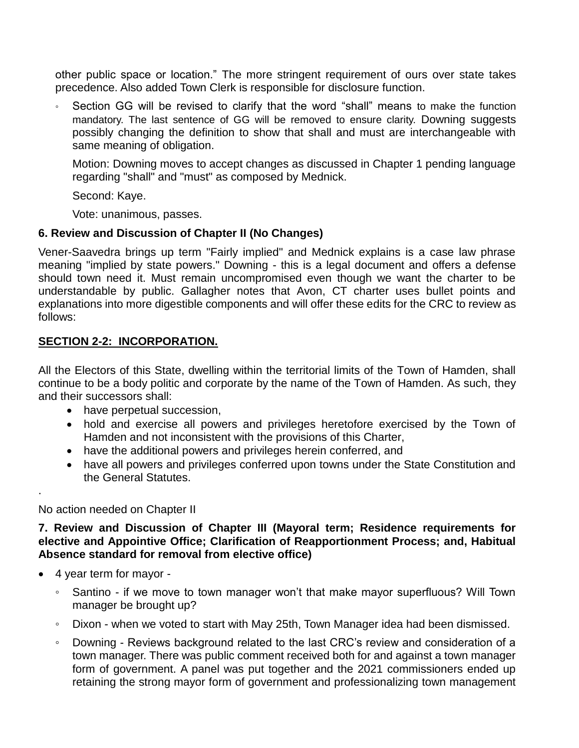other public space or location." The more stringent requirement of ours over state takes precedence. Also added Town Clerk is responsible for disclosure function.

- Section GG will be revised to clarify that the word "shall" means to make the function mandatory. The last sentence of GG will be removed to ensure clarity. Downing suggests possibly changing the definition to show that shall and must are interchangeable with same meaning of obligation.

  Motion: Downing moves to accept changes as discussed in Chapter 1 pending language regarding "shall" and "must" as composed by Mednick.

  Second: Kaye.

  Vote: unanimous, passes.

**6. Review and Discussion of Chapter II (No Changes)**

Vener-Saavedra brings up term "Fairly implied" and Mednick explains is a case law phrase meaning "implied by state powers." Downing - this is a legal document and offers a defense should town need it. Must remain uncompromised even though we want the charter to be understandable by public. Gallagher notes that Avon, CT charter uses bullet points and explanations into more digestible components and will offer these edits for the CRC to review as follows:

**SECTION 2-2: INCORPORATION.**

All the Electors of this State, dwelling within the territorial limits of the Town of Hamden, shall continue to be a body politic and corporate by the name of the Town of Hamden. As such, they and their successors shall:

- have perpetual succession,
- hold and exercise all powers and privileges heretofore exercised by the Town of Hamden and not inconsistent with the provisions of this Charter,
- have the additional powers and privileges herein conferred, and
- have all powers and privileges conferred upon towns under the State Constitution and the General Statutes.

.

No action needed on Chapter II

**7. Review and Discussion of Chapter III (Mayoral term; Residence requirements for elective and Appointive Office; Clarification of Reapportionment Process; and, Habitual Absence standard for removal from elective office)**

- 4 year term for mayor -
  - Santino - if we move to town manager won't that make mayor superfluous? Will Town manager be brought up?
  - Dixon - when we voted to start with May 25th, Town Manager idea had been dismissed.
  - Downing - Reviews background related to the last CRC's review and consideration of a town manager. There was public comment received both for and against a town manager form of government. A panel was put together and the 2021 commissioners ended up retaining the strong mayor form of government and professionalizing town management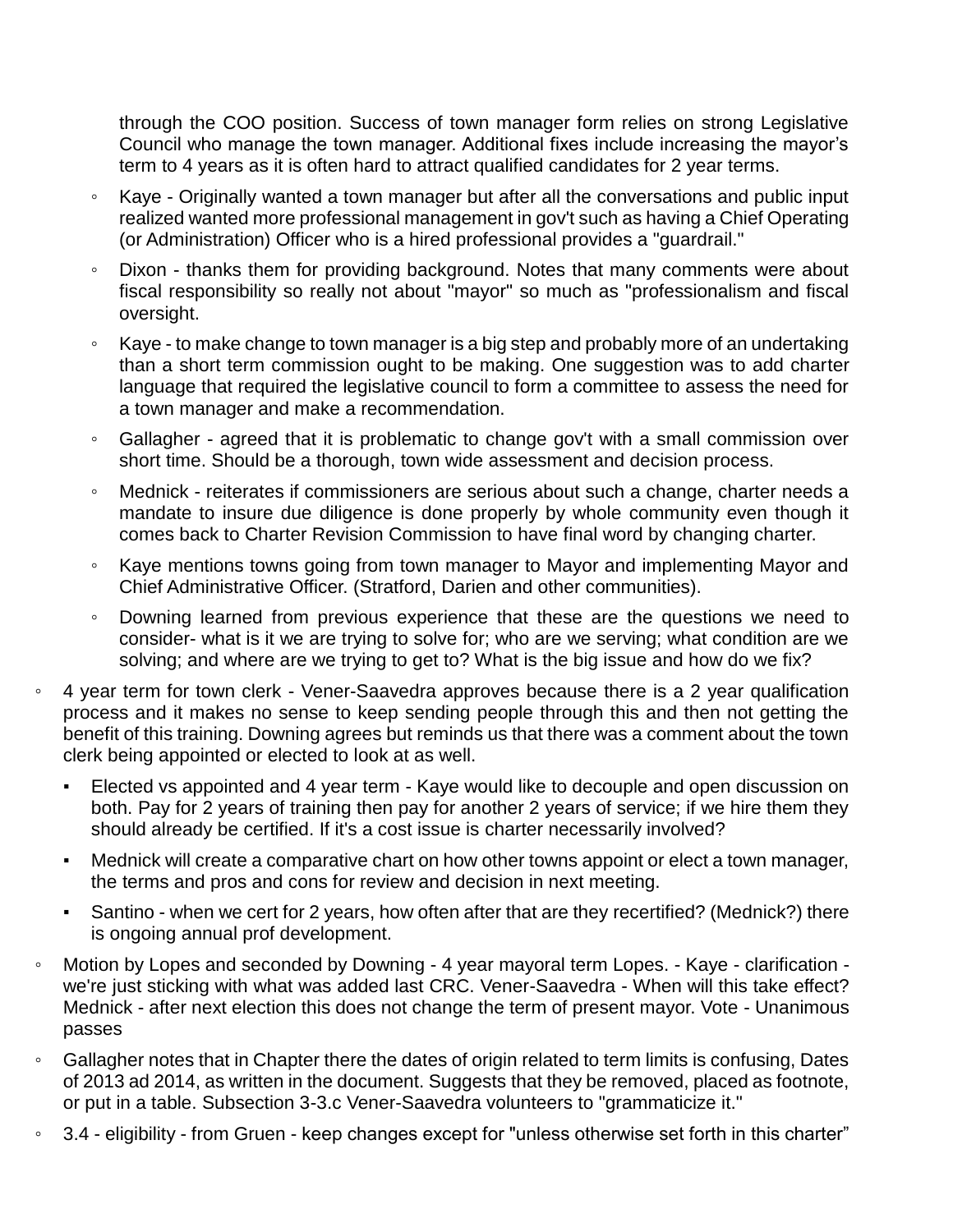through the COO position. Success of town manager form relies on strong Legislative Council who manage the town manager. Additional fixes include increasing the mayor's term to 4 years as it is often hard to attract qualified candidates for 2 year terms.

    - Kaye - Originally wanted a town manager but after all the conversations and public input realized wanted more professional management in gov't such as having a Chief Operating (or Administration) Officer who is a hired professional provides a "guardrail."
    - Dixon - thanks them for providing background. Notes that many comments were about fiscal responsibility so really not about "mayor" so much as "professionalism and fiscal oversight.
    - Kaye - to make change to town manager is a big step and probably more of an undertaking than a short term commission ought to be making. One suggestion was to add charter language that required the legislative council to form a committee to assess the need for a town manager and make a recommendation.
    - Gallagher - agreed that it is problematic to change gov't with a small commission over short time. Should be a thorough, town wide assessment and decision process.
    - Mednick - reiterates if commissioners are serious about such a change, charter needs a mandate to insure due diligence is done properly by whole community even though it comes back to Charter Revision Commission to have final word by changing charter.
    - Kaye mentions towns going from town manager to Mayor and implementing Mayor and Chief Administrative Officer. (Stratford, Darien and other communities).
    - Downing learned from previous experience that these are the questions we need to consider- what is it we are trying to solve for; who are we serving; what condition are we solving; and where are we trying to get to? What is the big issue and how do we fix?

- 4 year term for town clerk - Vener-Saavedra approves because there is a 2 year qualification process and it makes no sense to keep sending people through this and then not getting the benefit of this training. Downing agrees but reminds us that there was a comment about the town clerk being appointed or elected to look at as well.
    - Elected vs appointed and 4 year term - Kaye would like to decouple and open discussion on both. Pay for 2 years of training then pay for another 2 years of service; if we hire them they should already be certified. If it's a cost issue is charter necessarily involved?
    - Mednick will create a comparative chart on how other towns appoint or elect a town manager, the terms and pros and cons for review and decision in next meeting.
    - Santino - when we cert for 2 years, how often after that are they recertified? (Mednick?) there is ongoing annual prof development.
- Motion by Lopes and seconded by Downing - 4 year mayoral term Lopes. - Kaye - clarification - we're just sticking with what was added last CRC. Vener-Saavedra - When will this take effect? Mednick - after next election this does not change the term of present mayor. Vote - Unanimous passes
- Gallagher notes that in Chapter there the dates of origin related to term limits is confusing, Dates of 2013 ad 2014, as written in the document. Suggests that they be removed, placed as footnote, or put in a table. Subsection 3-3.c Vener-Saavedra volunteers to "grammaticize it."
- 3.4 - eligibility - from Gruen - keep changes except for "unless otherwise set forth in this charter"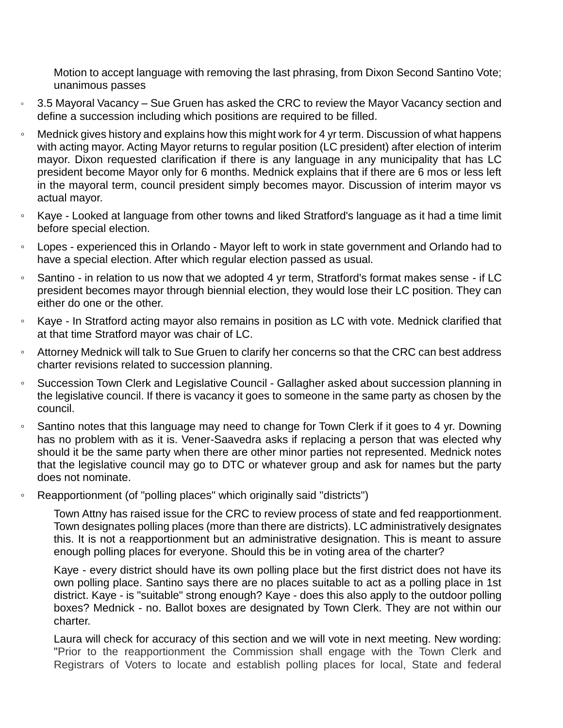Motion to accept language with removing the last phrasing, from Dixon Second Santino Vote; unanimous passes

- 3.5 Mayoral Vacancy – Sue Gruen has asked the CRC to review the Mayor Vacancy section and define a succession including which positions are required to be filled.
- Mednick gives history and explains how this might work for 4 yr term. Discussion of what happens with acting mayor. Acting Mayor returns to regular position (LC president) after election of interim mayor. Dixon requested clarification if there is any language in any municipality that has LC president become Mayor only for 6 months. Mednick explains that if there are 6 mos or less left in the mayoral term, council president simply becomes mayor. Discussion of interim mayor vs actual mayor.
- Kaye - Looked at language from other towns and liked Stratford's language as it had a time limit before special election.
- Lopes - experienced this in Orlando - Mayor left to work in state government and Orlando had to have a special election. After which regular election passed as usual.
- Santino - in relation to us now that we adopted 4 yr term, Stratford's format makes sense - if LC president becomes mayor through biennial election, they would lose their LC position. They can either do one or the other.
- Kaye - In Stratford acting mayor also remains in position as LC with vote. Mednick clarified that at that time Stratford mayor was chair of LC.
- Attorney Mednick will talk to Sue Gruen to clarify her concerns so that the CRC can best address charter revisions related to succession planning.
- Succession Town Clerk and Legislative Council - Gallagher asked about succession planning in the legislative council. If there is vacancy it goes to someone in the same party as chosen by the council.
- Santino notes that this language may need to change for Town Clerk if it goes to 4 yr. Downing has no problem with as it is. Vener-Saavedra asks if replacing a person that was elected why should it be the same party when there are other minor parties not represented. Mednick notes that the legislative council may go to DTC or whatever group and ask for names but the party does not nominate.
- Reapportionment (of "polling places" which originally said "districts")

  Town Attny has raised issue for the CRC to review process of state and fed reapportionment. Town designates polling places (more than there are districts). LC administratively designates this. It is not a reapportionment but an administrative designation. This is meant to assure enough polling places for everyone. Should this be in voting area of the charter?

  Kaye - every district should have its own polling place but the first district does not have its own polling place. Santino says there are no places suitable to act as a polling place in 1st district. Kaye - is "suitable" strong enough? Kaye - does this also apply to the outdoor polling boxes? Mednick - no. Ballot boxes are designated by Town Clerk. They are not within our charter.

  Laura will check for accuracy of this section and we will vote in next meeting. New wording: "Prior to the reapportionment the Commission shall engage with the Town Clerk and Registrars of Voters to locate and establish polling places for local, State and federal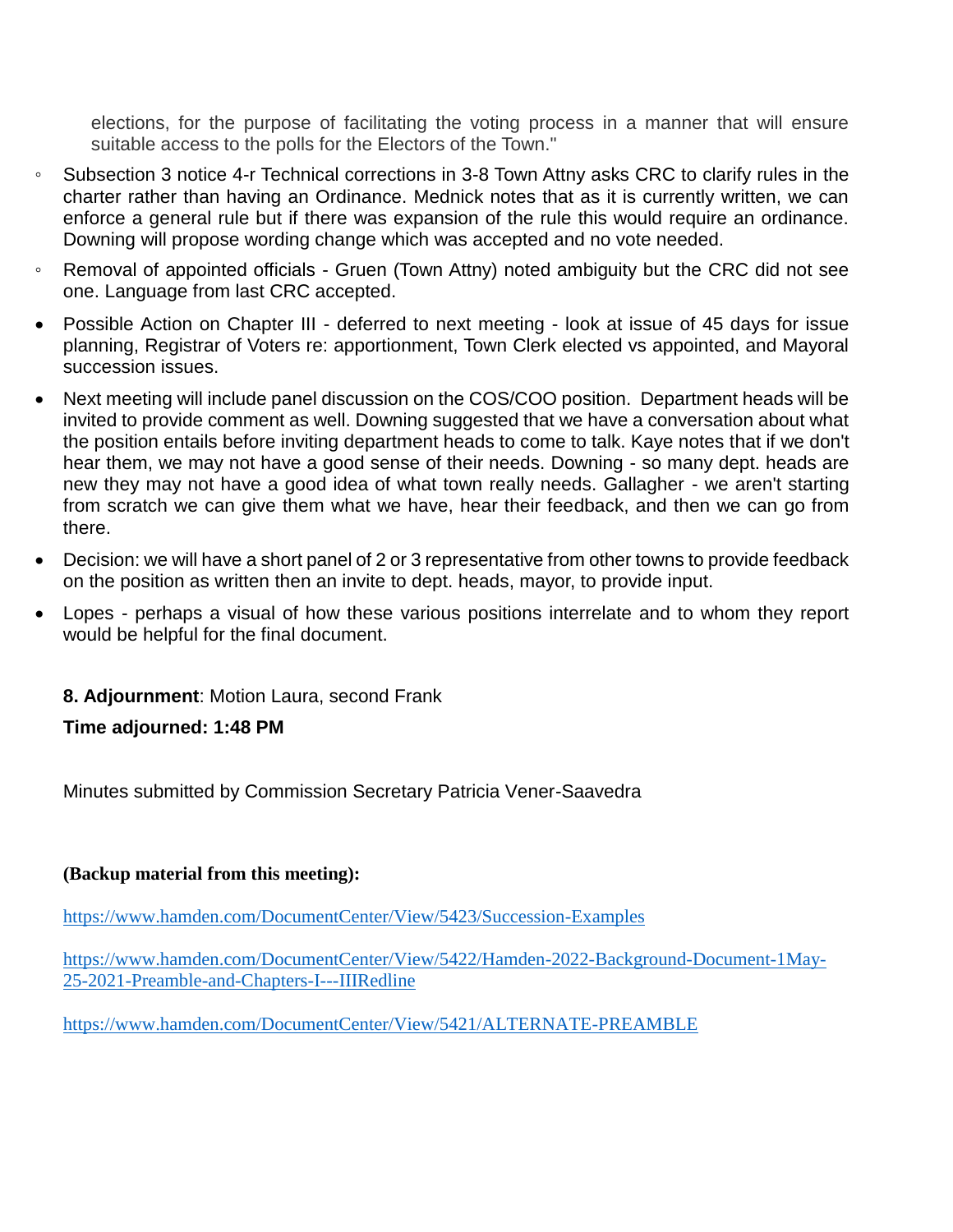elections, for the purpose of facilitating the voting process in a manner that will ensure suitable access to the polls for the Electors of the Town."

- Subsection 3 notice 4-r Technical corrections in 3-8 Town Attny asks CRC to clarify rules in the charter rather than having an Ordinance. Mednick notes that as it is currently written, we can enforce a general rule but if there was expansion of the rule this would require an ordinance. Downing will propose wording change which was accepted and no vote needed.
- Removal of appointed officials - Gruen (Town Attny) noted ambiguity but the CRC did not see one. Language from last CRC accepted.

- Possible Action on Chapter III - deferred to next meeting - look at issue of 45 days for issue planning, Registrar of Voters re: apportionment, Town Clerk elected vs appointed, and Mayoral succession issues.
- Next meeting will include panel discussion on the COS/COO position. Department heads will be invited to provide comment as well. Downing suggested that we have a conversation about what the position entails before inviting department heads to come to talk. Kaye notes that if we don't hear them, we may not have a good sense of their needs. Downing - so many dept. heads are new they may not have a good idea of what town really needs. Gallagher - we aren't starting from scratch we can give them what we have, hear their feedback, and then we can go from there.
- Decision: we will have a short panel of 2 or 3 representative from other towns to provide feedback on the position as written then an invite to dept. heads, mayor, to provide input.
- Lopes - perhaps a visual of how these various positions interrelate and to whom they report would be helpful for the final document.

**8. Adjournment**: Motion Laura, second Frank

**Time adjourned: 1:48 PM**

Minutes submitted by Commission Secretary Patricia Vener-Saavedra

**(Backup material from this meeting):**

https://www.hamden.com/DocumentCenter/View/5423/Succession-Examples

https://www.hamden.com/DocumentCenter/View/5422/Hamden-2022-Background-Document-1May-25-2021-Preamble-and-Chapters-I---IIIRedline

https://www.hamden.com/DocumentCenter/View/5421/ALTERNATE-PREAMBLE